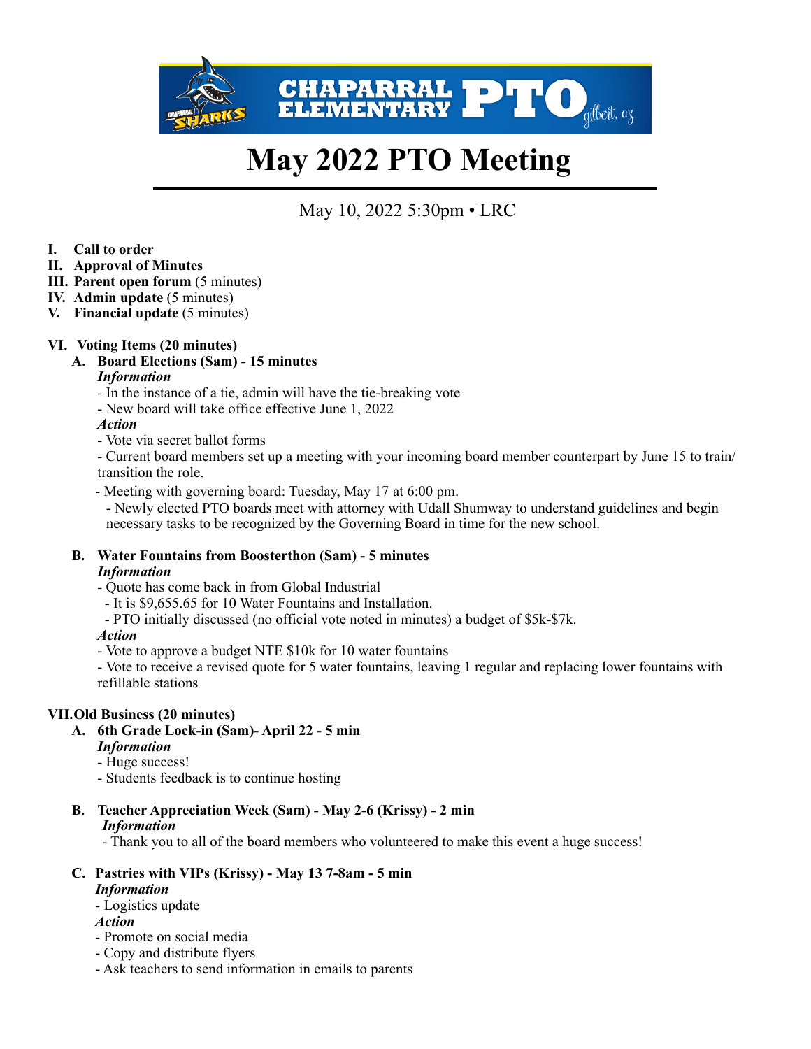CHAPARRAL ELEMENTARY PTO gilbert, az

# May 2022 PTO Meeting

May 10, 2022 5:30pm • LRC

I. **Call to order**
II. **Approval of Minutes**
III. **Parent open forum** (5 minutes)
IV. **Admin update** (5 minutes)
V. **Financial update** (5 minutes)

VI. **Voting Items (20 minutes)**

A. **Board Elections (Sam) - 15 minutes**

***Information***

- In the instance of a tie, admin will have the tie-breaking vote
- New board will take office effective June 1, 2022

***Action***

- Vote via secret ballot forms
- Current board members set up a meeting with your incoming board member counterpart by June 15 to train/ transition the role.
- Meeting with governing board: Tuesday, May 17 at 6:00 pm.
  - Newly elected PTO boards meet with attorney with Udall Shumway to understand guidelines and begin necessary tasks to be recognized by the Governing Board in time for the new school.

B. **Water Fountains from Boosterthon (Sam) - 5 minutes**

***Information***

- Quote has come back in from Global Industrial
  - It is $9,655.65 for 10 Water Fountains and Installation.
  - PTO initially discussed (no official vote noted in minutes) a budget of $5k-$7k.

***Action***

- Vote to approve a budget NTE $10k for 10 water fountains
- Vote to receive a revised quote for 5 water fountains, leaving 1 regular and replacing lower fountains with refillable stations

VII. **Old Business (20 minutes)**

A. **6th Grade Lock-in (Sam)- April 22 - 5 min**

***Information***

- Huge success!
- Students feedback is to continue hosting

B. **Teacher Appreciation Week (Sam) - May 2-6 (Krissy) - 2 min**

***Information***

- Thank you to all of the board members who volunteered to make this event a huge success!

C. **Pastries with VIPs (Krissy) - May 13 7-8am - 5 min**

***Information***

- Logistics update

***Action***

- Promote on social media
- Copy and distribute flyers
- Ask teachers to send information in emails to parents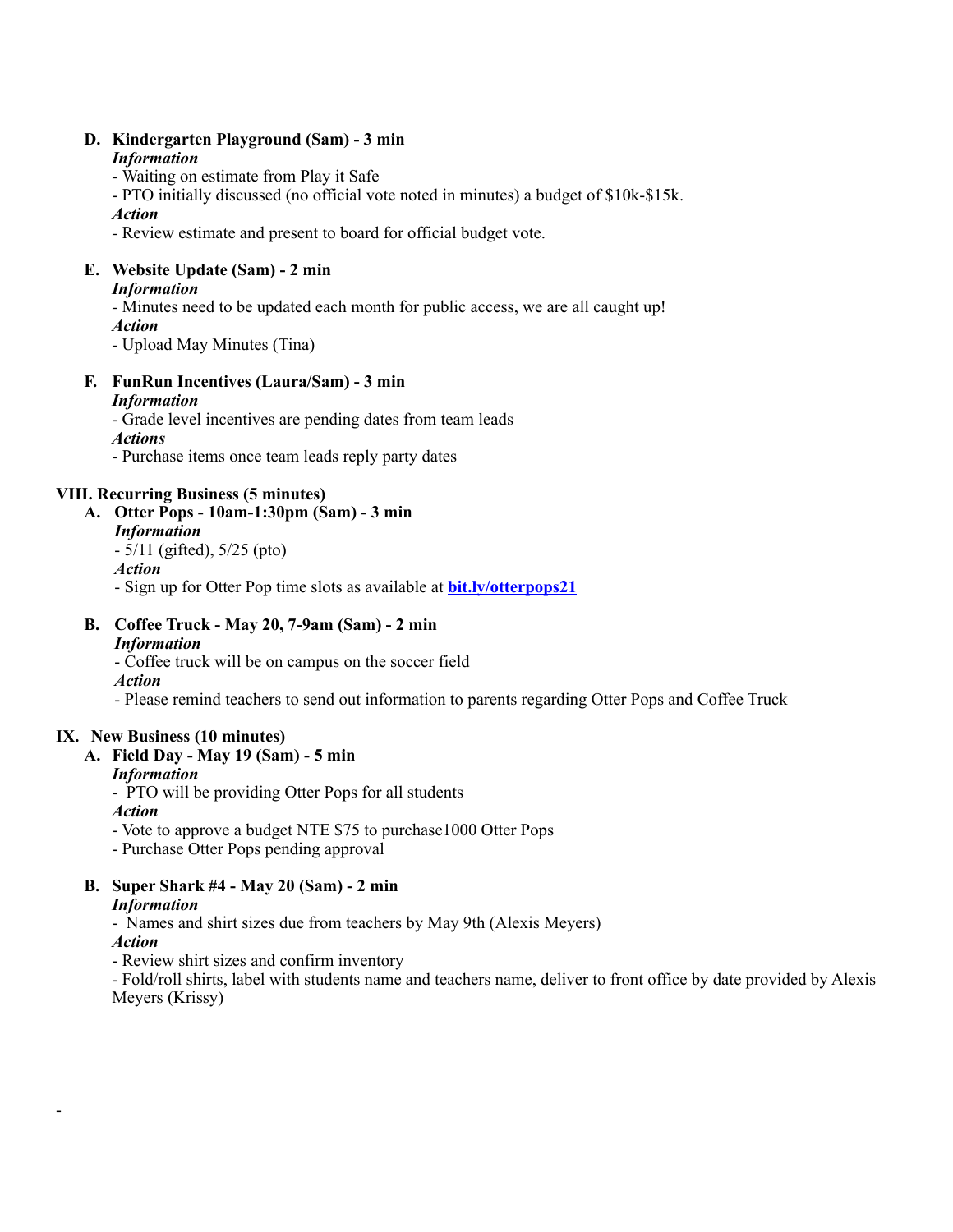**D. Kindergarten Playground (Sam) - 3 min**

***Information***

- Waiting on estimate from Play it Safe
- PTO initially discussed (no official vote noted in minutes) a budget of $10k-$15k.

***Action***

- Review estimate and present to board for official budget vote.

**E. Website Update (Sam) - 2 min**

***Information***

- Minutes need to be updated each month for public access, we are all caught up!

***Action***

- Upload May Minutes (Tina)

**F. FunRun Incentives (Laura/Sam) - 3 min**

***Information***

- Grade level incentives are pending dates from team leads

***Actions***

- Purchase items once team leads reply party dates

## VIII. Recurring Business (5 minutes)

**A. Otter Pops - 10am-1:30pm (Sam) - 3 min**

***Information***

- 5/11 (gifted), 5/25 (pto)

***Action***

- Sign up for Otter Pop time slots as available at **bit.ly/otterpops21**

**B. Coffee Truck - May 20, 7-9am (Sam) - 2 min**

***Information***

- Coffee truck will be on campus on the soccer field

***Action***

- Please remind teachers to send out information to parents regarding Otter Pops and Coffee Truck

## IX. New Business (10 minutes)

**A. Field Day - May 19 (Sam) - 5 min**

***Information***

- PTO will be providing Otter Pops for all students

***Action***

- Vote to approve a budget NTE $75 to purchase1000 Otter Pops
- Purchase Otter Pops pending approval

**B. Super Shark #4 - May 20 (Sam) - 2 min**

***Information***

- Names and shirt sizes due from teachers by May 9th (Alexis Meyers)

***Action***

- Review shirt sizes and confirm inventory
- Fold/roll shirts, label with students name and teachers name, deliver to front office by date provided by Alexis Meyers (Krissy)

-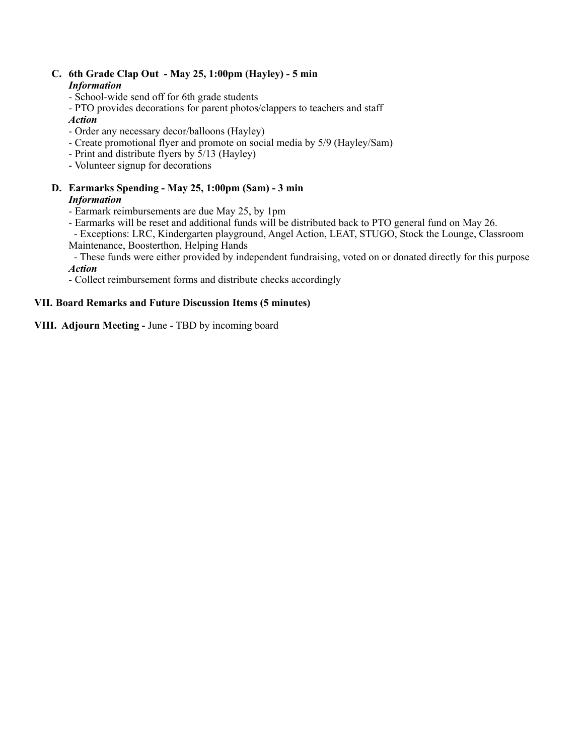**C. 6th Grade Clap Out - May 25, 1:00pm (Hayley) - 5 min**

***Information***

- School-wide send off for 6th grade students
- PTO provides decorations for parent photos/clappers to teachers and staff

***Action***

- Order any necessary decor/balloons (Hayley)
- Create promotional flyer and promote on social media by 5/9 (Hayley/Sam)
- Print and distribute flyers by 5/13 (Hayley)
- Volunteer signup for decorations

**D. Earmarks Spending - May 25, 1:00pm (Sam) - 3 min**

***Information***

- Earmark reimbursements are due May 25, by 1pm
- Earmarks will be reset and additional funds will be distributed back to PTO general fund on May 26.
  - Exceptions: LRC, Kindergarten playground, Angel Action, LEAT, STUGO, Stock the Lounge, Classroom Maintenance, Boosterthon, Helping Hands
  - These funds were either provided by independent fundraising, voted on or donated directly for this purpose

***Action***

- Collect reimbursement forms and distribute checks accordingly

**VII. Board Remarks and Future Discussion Items (5 minutes)**

**VIII. Adjourn Meeting -** June - TBD by incoming board